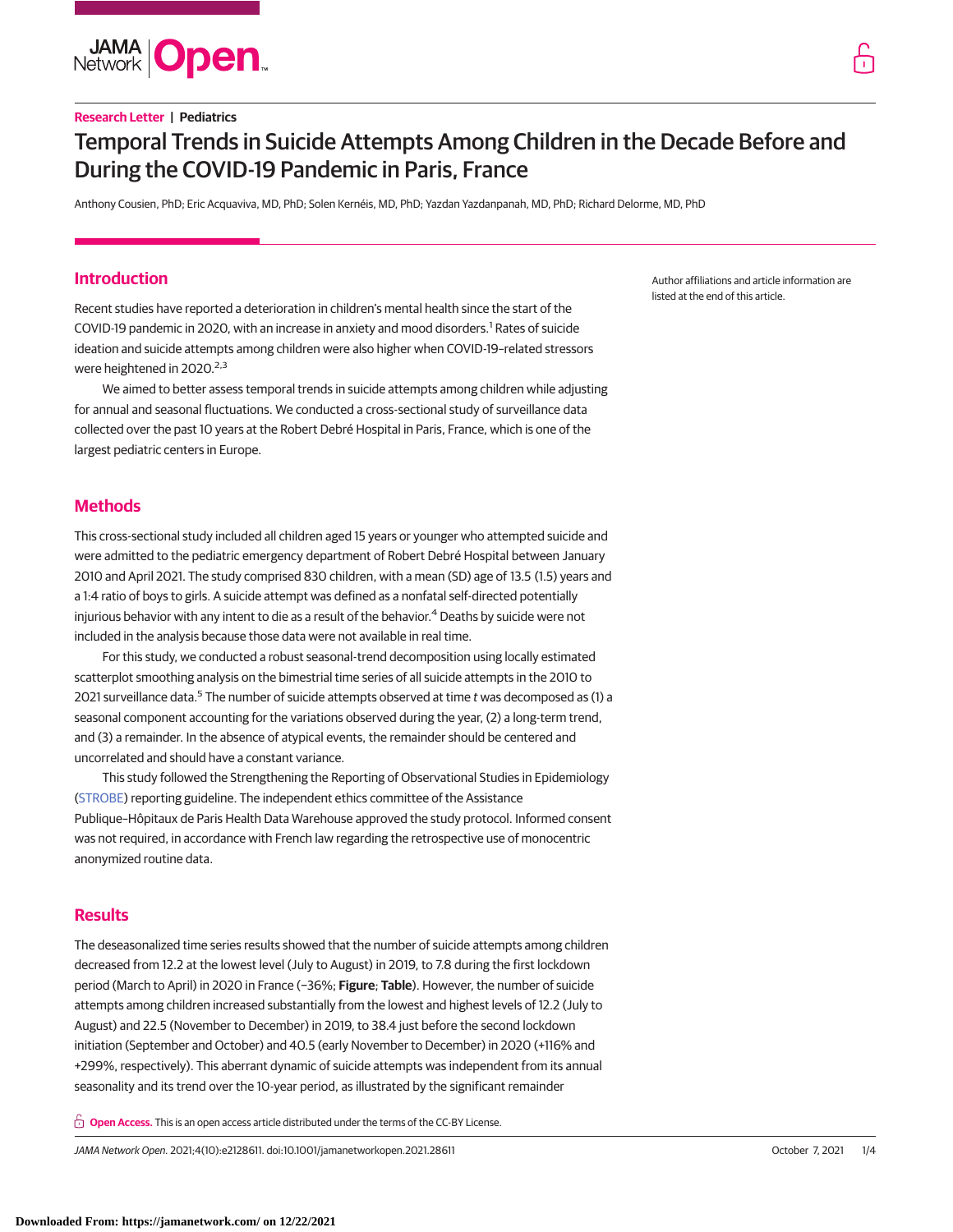Research Letter | Pediatrics

# Temporal Trends in Suicide Attempts Among Children in the Decade Before and During the COVID-19 Pandemic in Paris, France

Anthony Cousien, PhD; Eric Acquaviva, MD, PhD; Solen Kernéis, MD, PhD; Yazdan Yazdanpanah, MD, PhD; Richard Delorme, MD, PhD

Author affiliations and article information are listed at the end of this article.

## Introduction

Recent studies have reported a deterioration in children's mental health since the start of the COVID-19 pandemic in 2020, with an increase in anxiety and mood disorders.[1] Rates of suicide ideation and suicide attempts among children were also higher when COVID-19–related stressors were heightened in 2020.[2,3]

We aimed to better assess temporal trends in suicide attempts among children while adjusting for annual and seasonal fluctuations. We conducted a cross-sectional study of surveillance data collected over the past 10 years at the Robert Debré Hospital in Paris, France, which is one of the largest pediatric centers in Europe.

## Methods

This cross-sectional study included all children aged 15 years or younger who attempted suicide and were admitted to the pediatric emergency department of Robert Debré Hospital between January 2010 and April 2021. The study comprised 830 children, with a mean (SD) age of 13.5 (1.5) years and a 1:4 ratio of boys to girls. A suicide attempt was defined as a nonfatal self-directed potentially injurious behavior with any intent to die as a result of the behavior.[4] Deaths by suicide were not included in the analysis because those data were not available in real time.

For this study, we conducted a robust seasonal-trend decomposition using locally estimated scatterplot smoothing analysis on the bimestrial time series of all suicide attempts in the 2010 to 2021 surveillance data.[5] The number of suicide attempts observed at time *t* was decomposed as (1) a seasonal component accounting for the variations observed during the year, (2) a long-term trend, and (3) a remainder. In the absence of atypical events, the remainder should be centered and uncorrelated and should have a constant variance.

This study followed the Strengthening the Reporting of Observational Studies in Epidemiology (STROBE) reporting guideline. The independent ethics committee of the Assistance Publique–Hôpitaux de Paris Health Data Warehouse approved the study protocol. Informed consent was not required, in accordance with French law regarding the retrospective use of monocentric anonymized routine data.

## Results

The deseasonalized time series results showed that the number of suicide attempts among children decreased from 12.2 at the lowest level (July to August) in 2019, to 7.8 during the first lockdown period (March to April) in 2020 in France (−36%; **Figure**; **Table**). However, the number of suicide attempts among children increased substantially from the lowest and highest levels of 12.2 (July to August) and 22.5 (November to December) in 2019, to 38.4 just before the second lockdown initiation (September and October) and 40.5 (early November to December) in 2020 (+116% and +299%, respectively). This aberrant dynamic of suicide attempts was independent from its annual seasonality and its trend over the 10-year period, as illustrated by the significant remainder

**Open Access.** This is an open access article distributed under the terms of the CC-BY License.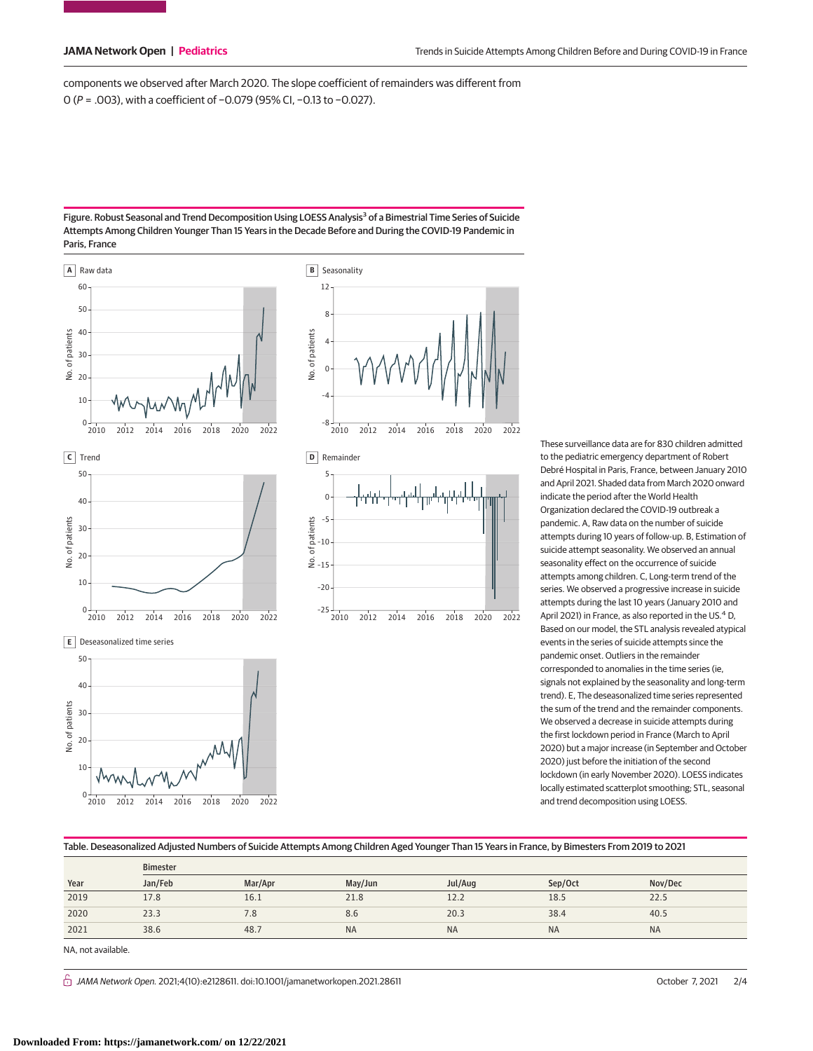components we observed after March 2020. The slope coefficient of remainders was different from 0 (*P* = .003), with a coefficient of −0.079 (95% CI, −0.13 to −0.027).

**Figure. Robust Seasonal and Trend Decomposition Using LOESS Analysis[3] of a Bimestrial Time Series of Suicide Attempts Among Children Younger Than 15 Years in the Decade Before and During the COVID-19 Pandemic in Paris, France**

These surveillance data are for 830 children admitted to the pediatric emergency department of Robert Debré Hospital in Paris, France, between January 2010 and April 2021. Shaded data from March 2020 onward indicate the period after the World Health Organization declared the COVID-19 outbreak a pandemic. A, Raw data on the number of suicide attempts during 10 years of follow-up. B, Estimation of suicide attempt seasonality. We observed an annual seasonality effect on the occurrence of suicide attempts among children. C, Long-term trend of the series. We observed a progressive increase in suicide attempts during the last 10 years (January 2010 and April 2021) in France, as also reported in the US.[4] D, Based on our model, the STL analysis revealed atypical events in the series of suicide attempts since the pandemic onset. Outliers in the remainder corresponded to anomalies in the time series (ie, signals not explained by the seasonality and long-term trend). E, The deseasonalized time series represented the sum of the trend and the remainder components. We observed a decrease in suicide attempts during the first lockdown period in France (March to April 2020) but a major increase (in September and October 2020) just before the initiation of the second lockdown (in early November 2020). LOESS indicates locally estimated scatterplot smoothing; STL, seasonal and trend decomposition using LOESS.

**Table. Deseasonalized Adjusted Numbers of Suicide Attempts Among Children Aged Younger Than 15 Years in France, by Bimesters From 2019 to 2021**

| | Bimester | | | | | |
|---|---|---|---|---|---|---|
| Year | Jan/Feb | Mar/Apr | May/Jun | Jul/Aug | Sep/Oct | Nov/Dec |
| 2019 | 17.8 | 16.1 | 21.8 | 12.2 | 18.5 | 22.5 |
| 2020 | 23.3 | 7.8 | 8.6 | 20.3 | 38.4 | 40.5 |
| 2021 | 38.6 | 48.7 | NA | NA | NA | NA |

NA, not available.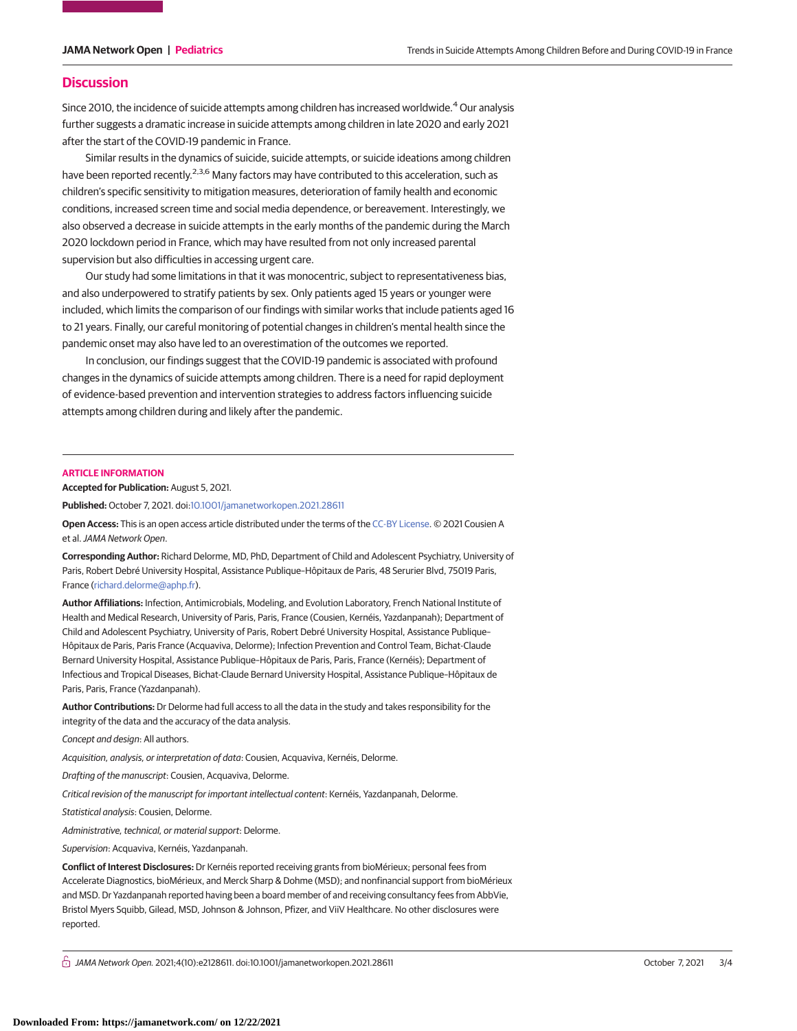## Discussion

Since 2010, the incidence of suicide attempts among children has increased worldwide.[4] Our analysis further suggests a dramatic increase in suicide attempts among children in late 2020 and early 2021 after the start of the COVID-19 pandemic in France.

Similar results in the dynamics of suicide, suicide attempts, or suicide ideations among children have been reported recently.[2,3,6] Many factors may have contributed to this acceleration, such as children's specific sensitivity to mitigation measures, deterioration of family health and economic conditions, increased screen time and social media dependence, or bereavement. Interestingly, we also observed a decrease in suicide attempts in the early months of the pandemic during the March 2020 lockdown period in France, which may have resulted from not only increased parental supervision but also difficulties in accessing urgent care.

Our study had some limitations in that it was monocentric, subject to representativeness bias, and also underpowered to stratify patients by sex. Only patients aged 15 years or younger were included, which limits the comparison of our findings with similar works that include patients aged 16 to 21 years. Finally, our careful monitoring of potential changes in children's mental health since the pandemic onset may also have led to an overestimation of the outcomes we reported.

In conclusion, our findings suggest that the COVID-19 pandemic is associated with profound changes in the dynamics of suicide attempts among children. There is a need for rapid deployment of evidence-based prevention and intervention strategies to address factors influencing suicide attempts among children during and likely after the pandemic.

### ARTICLE INFORMATION

**Accepted for Publication:** August 5, 2021.

**Published:** October 7, 2021. doi:10.1001/jamanetworkopen.2021.28611

**Open Access:** This is an open access article distributed under the terms of the CC-BY License. © 2021 Cousien A et al. *JAMA Network Open*.

**Corresponding Author:** Richard Delorme, MD, PhD, Department of Child and Adolescent Psychiatry, University of Paris, Robert Debré University Hospital, Assistance Publique–Hôpitaux de Paris, 48 Serurier Blvd, 75019 Paris, France (richard.delorme@aphp.fr).

**Author Affiliations:** Infection, Antimicrobials, Modeling, and Evolution Laboratory, French National Institute of Health and Medical Research, University of Paris, Paris, France (Cousien, Kernéis, Yazdanpanah); Department of Child and Adolescent Psychiatry, University of Paris, Robert Debré University Hospital, Assistance Publique–Hôpitaux de Paris, Paris France (Acquaviva, Delorme); Infection Prevention and Control Team, Bichat-Claude Bernard University Hospital, Assistance Publique–Hôpitaux de Paris, Paris, France (Kernéis); Department of Infectious and Tropical Diseases, Bichat-Claude Bernard University Hospital, Assistance Publique–Hôpitaux de Paris, Paris, France (Yazdanpanah).

**Author Contributions:** Dr Delorme had full access to all the data in the study and takes responsibility for the integrity of the data and the accuracy of the data analysis.

*Concept and design*: All authors.

*Acquisition, analysis, or interpretation of data*: Cousien, Acquaviva, Kernéis, Delorme.

*Drafting of the manuscript*: Cousien, Acquaviva, Delorme.

*Critical revision of the manuscript for important intellectual content*: Kernéis, Yazdanpanah, Delorme.

*Statistical analysis*: Cousien, Delorme.

*Administrative, technical, or material support*: Delorme.

*Supervision*: Acquaviva, Kernéis, Yazdanpanah.

**Conflict of Interest Disclosures:** Dr Kernéis reported receiving grants from bioMérieux; personal fees from Accelerate Diagnostics, bioMérieux, and Merck Sharp & Dohme (MSD); and nonfinancial support from bioMérieux and MSD. Dr Yazdanpanah reported having been a board member of and receiving consultancy fees from AbbVie, Bristol Myers Squibb, Gilead, MSD, Johnson & Johnson, Pfizer, and ViiV Healthcare. No other disclosures were reported.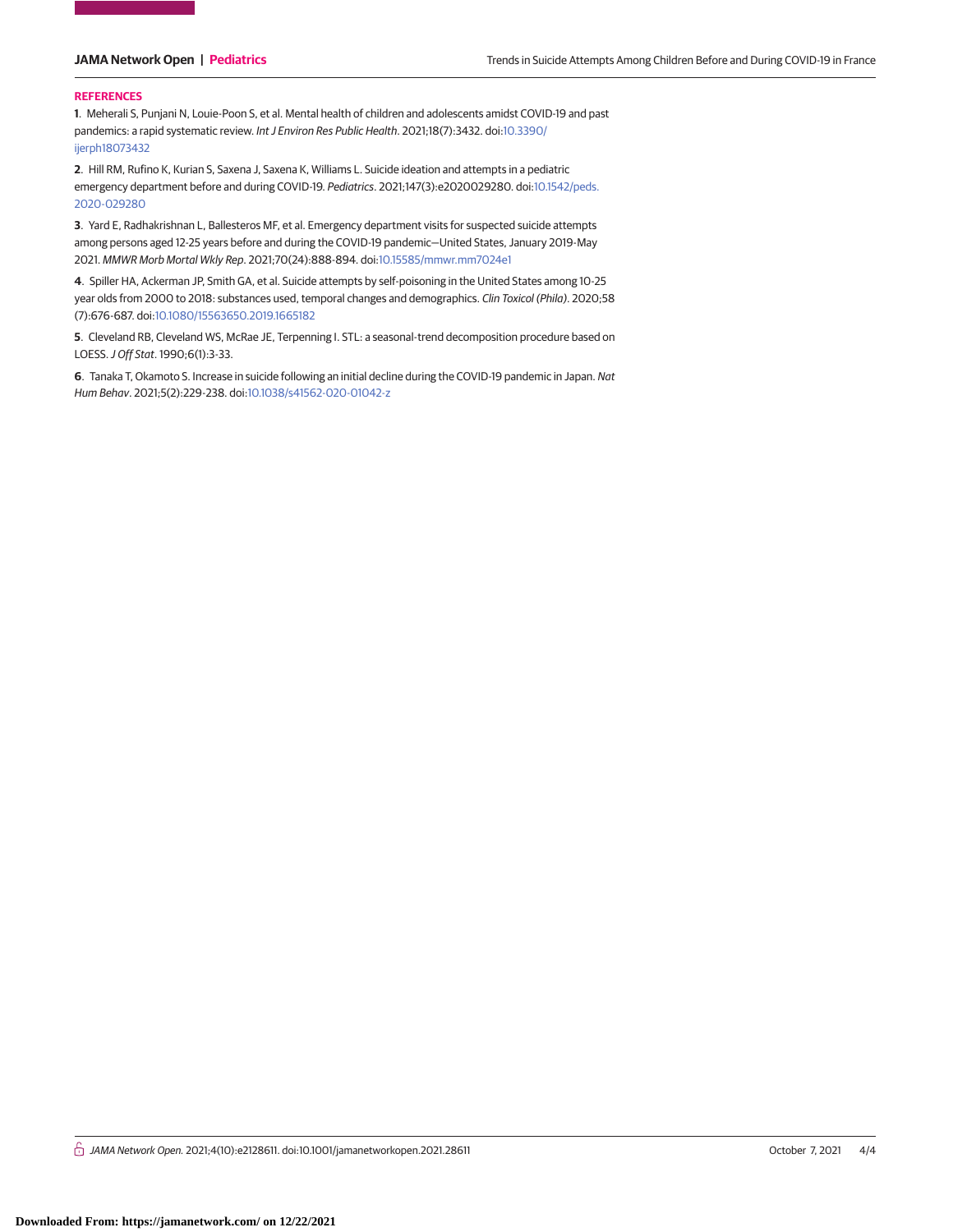## REFERENCES

**1**. Meherali S, Punjani N, Louie-Poon S, et al. Mental health of children and adolescents amidst COVID-19 and past pandemics: a rapid systematic review. *Int J Environ Res Public Health*. 2021;18(7):3432. doi:10.3390/ijerph18073432

**2**. Hill RM, Rufino K, Kurian S, Saxena J, Saxena K, Williams L. Suicide ideation and attempts in a pediatric emergency department before and during COVID-19. *Pediatrics*. 2021;147(3):e2020029280. doi:10.1542/peds.2020-029280

**3**. Yard E, Radhakrishnan L, Ballesteros MF, et al. Emergency department visits for suspected suicide attempts among persons aged 12-25 years before and during the COVID-19 pandemic—United States, January 2019-May 2021. *MMWR Morb Mortal Wkly Rep*. 2021;70(24):888-894. doi:10.15585/mmwr.mm7024e1

**4**. Spiller HA, Ackerman JP, Smith GA, et al. Suicide attempts by self-poisoning in the United States among 10-25 year olds from 2000 to 2018: substances used, temporal changes and demographics. *Clin Toxicol (Phila)*. 2020;58(7):676-687. doi:10.1080/15563650.2019.1665182

**5**. Cleveland RB, Cleveland WS, McRae JE, Terpenning I. STL: a seasonal-trend decomposition procedure based on LOESS. *J Off Stat*. 1990;6(1):3-33.

**6**. Tanaka T, Okamoto S. Increase in suicide following an initial decline during the COVID-19 pandemic in Japan. *Nat Hum Behav*. 2021;5(2):229-238. doi:10.1038/s41562-020-01042-z